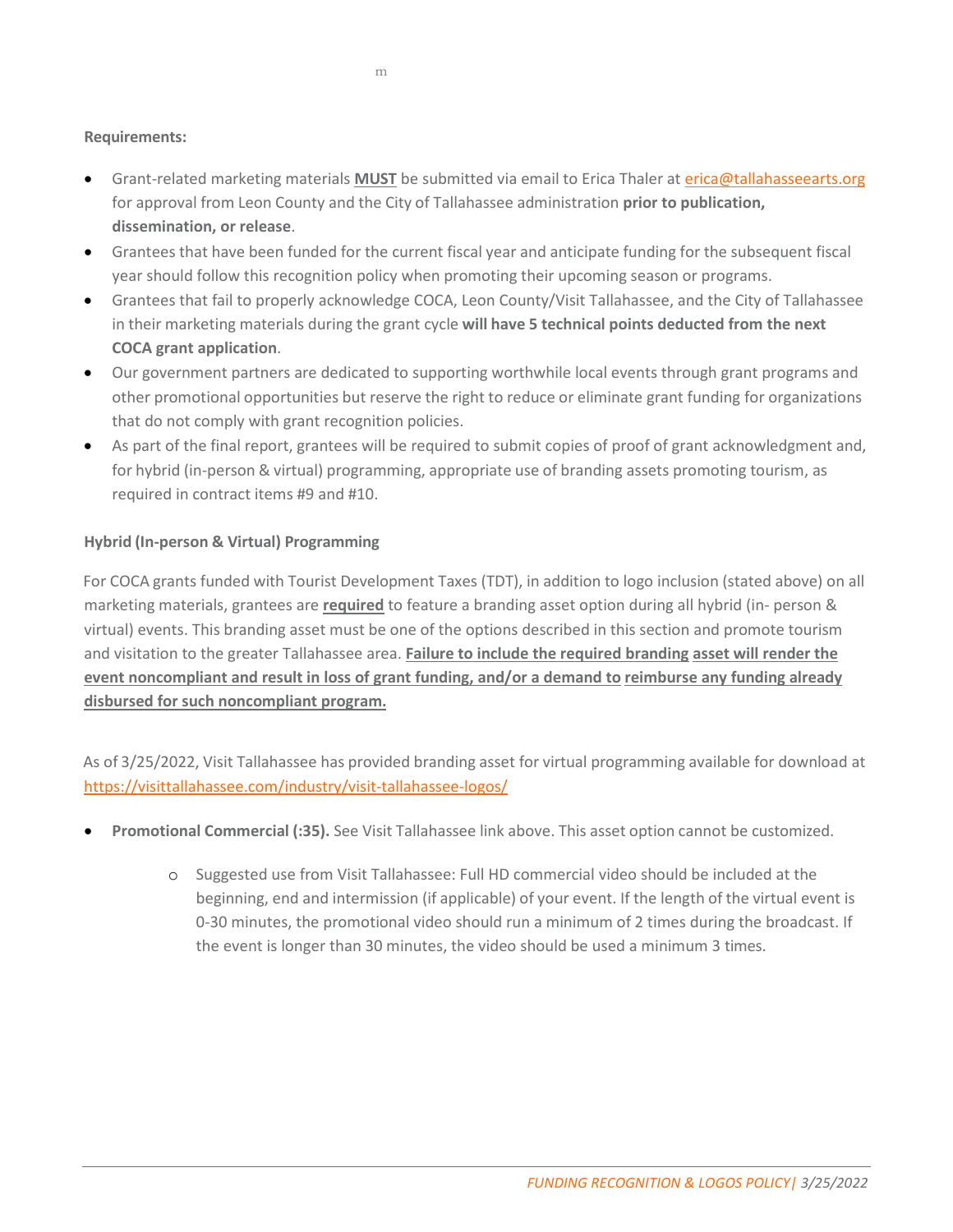**Requirements:**

- Grant-related marketing materials **MUST** be submitted via email to Erica Thaler at erica@tallahasseearts.org for approval from Leon County and the City of Tallahassee administration **prior to publication, dissemination, or release**.
- Grantees that have been funded for the current fiscal year and anticipate funding for the subsequent fiscal year should follow this recognition policy when promoting their upcoming season or programs.
- Grantees that fail to properly acknowledge COCA, Leon County/Visit Tallahassee, and the City of Tallahassee in their marketing materials during the grant cycle **will have 5 technical points deducted from the next COCA grant application**.
- Our government partners are dedicated to supporting worthwhile local events through grant programs and other promotional opportunities but reserve the right to reduce or eliminate grant funding for organizations that do not comply with grant recognition policies.
- As part of the final report, grantees will be required to submit copies of proof of grant acknowledgment and, for hybrid (in-person & virtual) programming, appropriate use of branding assets promoting tourism, as required in contract items #9 and #10.

**Hybrid (In-person & Virtual) Programming**

For COCA grants funded with Tourist Development Taxes (TDT), in addition to logo inclusion (stated above) on all marketing materials, grantees are **required** to feature a branding asset option during all hybrid (in- person & virtual) events. This branding asset must be one of the options described in this section and promote tourism and visitation to the greater Tallahassee area. **Failure to include the required branding asset will render the event noncompliant and result in loss of grant funding, and/or a demand to reimburse any funding already disbursed for such noncompliant program.**

As of 3/25/2022, Visit Tallahassee has provided branding asset for virtual programming available for download at https://visittallahassee.com/industry/visit-tallahassee-logos/

- **Promotional Commercial (:35).** See Visit Tallahassee link above. This asset option cannot be customized.
  - Suggested use from Visit Tallahassee: Full HD commercial video should be included at the beginning, end and intermission (if applicable) of your event. If the length of the virtual event is 0-30 minutes, the promotional video should run a minimum of 2 times during the broadcast. If the event is longer than 30 minutes, the video should be used a minimum 3 times.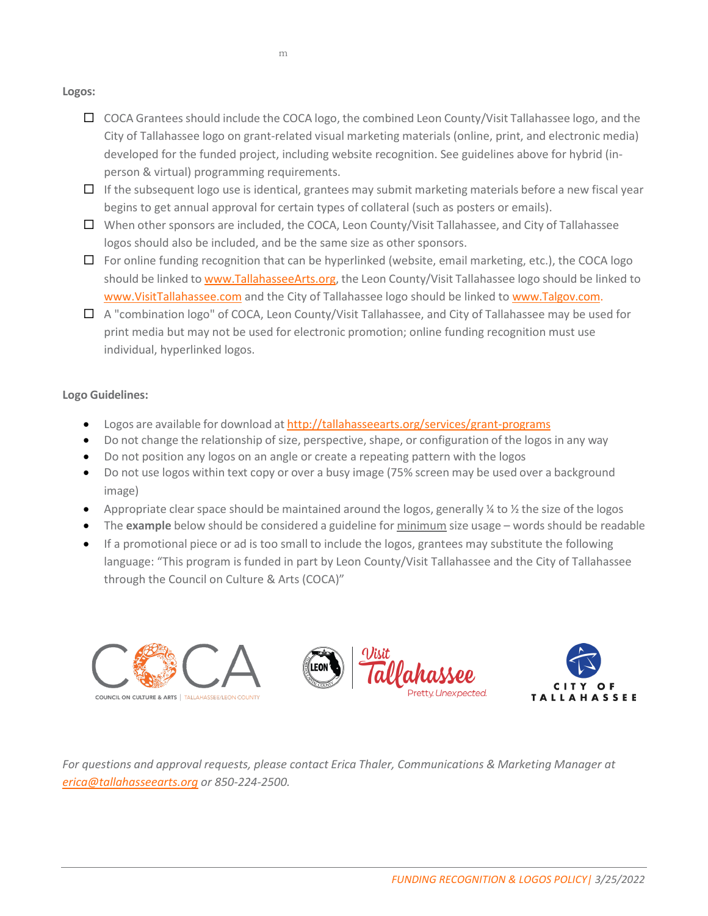**Logos:**

- ☐ COCA Grantees should include the COCA logo, the combined Leon County/Visit Tallahassee logo, and the City of Tallahassee logo on grant-related visual marketing materials (online, print, and electronic media) developed for the funded project, including website recognition. See guidelines above for hybrid (in-person & virtual) programming requirements.
- ☐ If the subsequent logo use is identical, grantees may submit marketing materials before a new fiscal year begins to get annual approval for certain types of collateral (such as posters or emails).
- ☐ When other sponsors are included, the COCA, Leon County/Visit Tallahassee, and City of Tallahassee logos should also be included, and be the same size as other sponsors.
- ☐ For online funding recognition that can be hyperlinked (website, email marketing, etc.), the COCA logo should be linked to www.TallahasseeArts.org, the Leon County/Visit Tallahassee logo should be linked to www.VisitTallahassee.com and the City of Tallahassee logo should be linked to www.Talgov.com.
- ☐ A "combination logo" of COCA, Leon County/Visit Tallahassee, and City of Tallahassee may be used for print media but may not be used for electronic promotion; online funding recognition must use individual, hyperlinked logos.

**Logo Guidelines:**

- Logos are available for download at http://tallahasseearts.org/services/grant-programs
- Do not change the relationship of size, perspective, shape, or configuration of the logos in any way
- Do not position any logos on an angle or create a repeating pattern with the logos
- Do not use logos within text copy or over a busy image (75% screen may be used over a background image)
- Appropriate clear space should be maintained around the logos, generally ¼ to ½ the size of the logos
- The **example** below should be considered a guideline for minimum size usage – words should be readable
- If a promotional piece or ad is too small to include the logos, grantees may substitute the following language: "This program is funded in part by Leon County/Visit Tallahassee and the City of Tallahassee through the Council on Culture & Arts (COCA)"

COCA
COUNCIL ON CULTURE & ARTS | TALLAHASSEE/LEON COUNTY

LEON
Visit Tallahassee
Pretty. Unexpected.

CITY OF
TALLAHASSEE

*For questions and approval requests, please contact Erica Thaler, Communications & Marketing Manager at erica@tallahasseearts.org or 850-224-2500.*